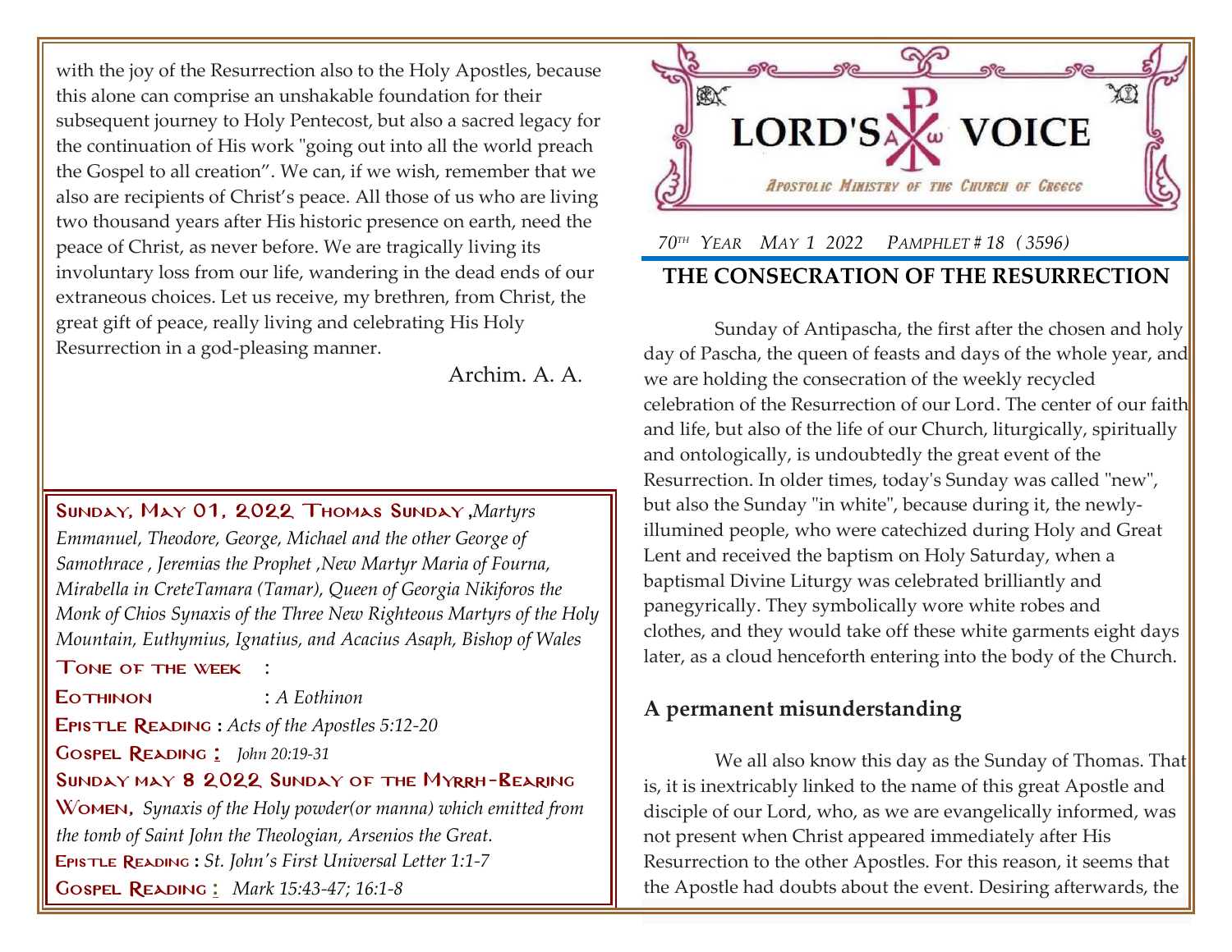# LORD'S VOICE

*Apostolic Ministry of the Church of Greece*

*70th Year May 1 2022 Pamphlet # 18 (3596)*

## THE CONSECRATION OF THE RESURRECTION

Sunday of Antipascha, the first after the chosen and holy day of Pascha, the queen of feasts and days of the whole year, and we are holding the consecration of the weekly recycled celebration of the Resurrection of our Lord. The center of our faith and life, but also of the life of our Church, liturgically, spiritually and ontologically, is undoubtedly the great event of the Resurrection. In older times, today's Sunday was called "new", but also the Sunday "in white", because during it, the newly-illumined people, who were catechized during Holy and Great Lent and received the baptism on Holy Saturday, when a baptismal Divine Liturgy was celebrated brilliantly and panegyrically. They symbolically wore white robes and clothes, and they would take off these white garments eight days later, as a cloud henceforth entering into the body of the Church.

### A permanent misunderstanding

We all also know this day as the Sunday of Thomas. That is, it is inextricably linked to the name of this great Apostle and disciple of our Lord, who, as we are evangelically informed, was not present when Christ appeared immediately after His Resurrection to the other Apostles. For this reason, it seems that the Apostle had doubts about the event. Desiring afterwards, the

with the joy of the Resurrection also to the Holy Apostles, because this alone can comprise an unshakable foundation for their subsequent journey to Holy Pentecost, but also a sacred legacy for the continuation of His work "going out into all the world preach the Gospel to all creation". We can, if we wish, remember that we also are recipients of Christ's peace. All those of us who are living two thousand years after His historic presence on earth, need the peace of Christ, as never before. We are tragically living its involuntary loss from our life, wandering in the dead ends of our extraneous choices. Let us receive, my brethren, from Christ, the great gift of peace, really living and celebrating His Holy Resurrection in a god-pleasing manner.

Archim. A. A.

---

**Sunday, May 01, 2022 Thomas Sunday**, *Martyrs Emmanuel, Theodore, George, Michael and the other George of Samothrace , Jeremias the Prophet ,New Martyr Maria of Fourna, Mirabella in CreteTamara (Tamar), Queen of Georgia Nikiforos the Monk of Chios Synaxis of the Three New Righteous Martyrs of the Holy Mountain, Euthymius, Ignatius, and Acacius Asaph, Bishop of Wales*

**Tone of the week** :

**Eothinon** : *A Eothinon*

**Epistle Reading** : *Acts of the Apostles 5:12-20*

**Gospel Reading** : *John 20:19-31*

**Sunday may 8 2022 Sunday of the Myrrh-Rearing Women,** *Synaxis of the Holy powder(or manna) which emitted from the tomb of Saint John the Theologian, Arsenios the Great.*

**Epistle Reading** : *St. John's First Universal Letter 1:1-7*

**Gospel Reading** : *Mark 15:43-47; 16:1-8*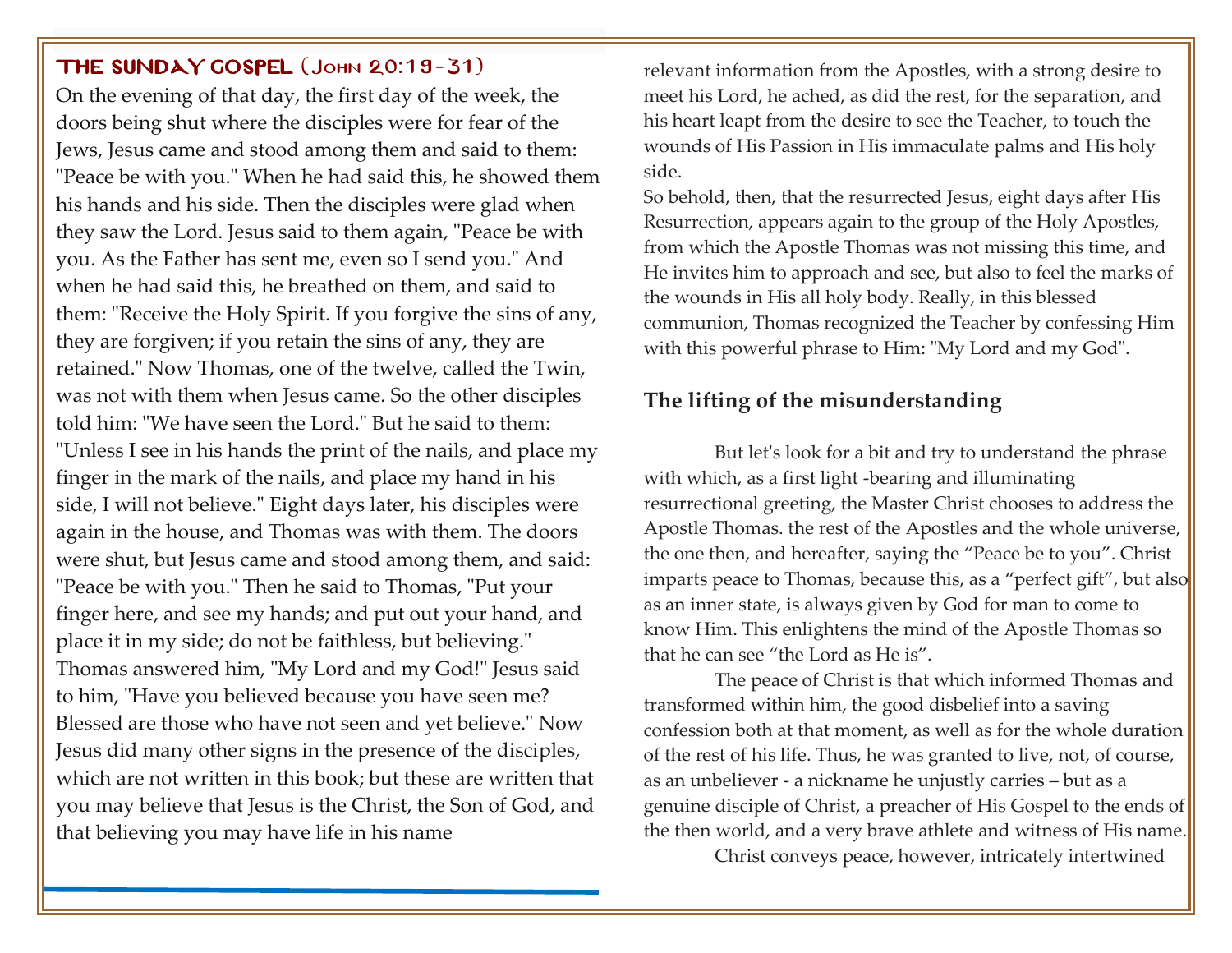## THE SUNDAY GOSPEL (John 20:19-31)

On the evening of that day, the first day of the week, the doors being shut where the disciples were for fear of the Jews, Jesus came and stood among them and said to them: "Peace be with you." When he had said this, he showed them his hands and his side. Then the disciples were glad when they saw the Lord. Jesus said to them again, "Peace be with you. As the Father has sent me, even so I send you." And when he had said this, he breathed on them, and said to them: "Receive the Holy Spirit. If you forgive the sins of any, they are forgiven; if you retain the sins of any, they are retained." Now Thomas, one of the twelve, called the Twin, was not with them when Jesus came. So the other disciples told him: "We have seen the Lord." But he said to them: "Unless I see in his hands the print of the nails, and place my finger in the mark of the nails, and place my hand in his side, I will not believe." Eight days later, his disciples were again in the house, and Thomas was with them. The doors were shut, but Jesus came and stood among them, and said: "Peace be with you." Then he said to Thomas, "Put your finger here, and see my hands; and put out your hand, and place it in my side; do not be faithless, but believing." Thomas answered him, "My Lord and my God!" Jesus said to him, "Have you believed because you have seen me? Blessed are those who have not seen and yet believe." Now Jesus did many other signs in the presence of the disciples, which are not written in this book; but these are written that you may believe that Jesus is the Christ, the Son of God, and that believing you may have life in his name

relevant information from the Apostles, with a strong desire to meet his Lord, he ached, as did the rest, for the separation, and his heart leapt from the desire to see the Teacher, to touch the wounds of His Passion in His immaculate palms and His holy side.

So behold, then, that the resurrected Jesus, eight days after His Resurrection, appears again to the group of the Holy Apostles, from which the Apostle Thomas was not missing this time, and He invites him to approach and see, but also to feel the marks of the wounds in His all holy body. Really, in this blessed communion, Thomas recognized the Teacher by confessing Him with this powerful phrase to Him: "My Lord and my God".

### The lifting of the misunderstanding

But let's look for a bit and try to understand the phrase with which, as a first light -bearing and illuminating resurrectional greeting, the Master Christ chooses to address the Apostle Thomas. the rest of the Apostles and the whole universe, the one then, and hereafter, saying the “Peace be to you”. Christ imparts peace to Thomas, because this, as a “perfect gift”, but also as an inner state, is always given by God for man to come to know Him. This enlightens the mind of the Apostle Thomas so that he can see “the Lord as He is”.

The peace of Christ is that which informed Thomas and transformed within him, the good disbelief into a saving confession both at that moment, as well as for the whole duration of the rest of his life. Thus, he was granted to live, not, of course, as an unbeliever - a nickname he unjustly carries – but as a genuine disciple of Christ, a preacher of His Gospel to the ends of the then world, and a very brave athlete and witness of His name.

Christ conveys peace, however, intricately intertwined